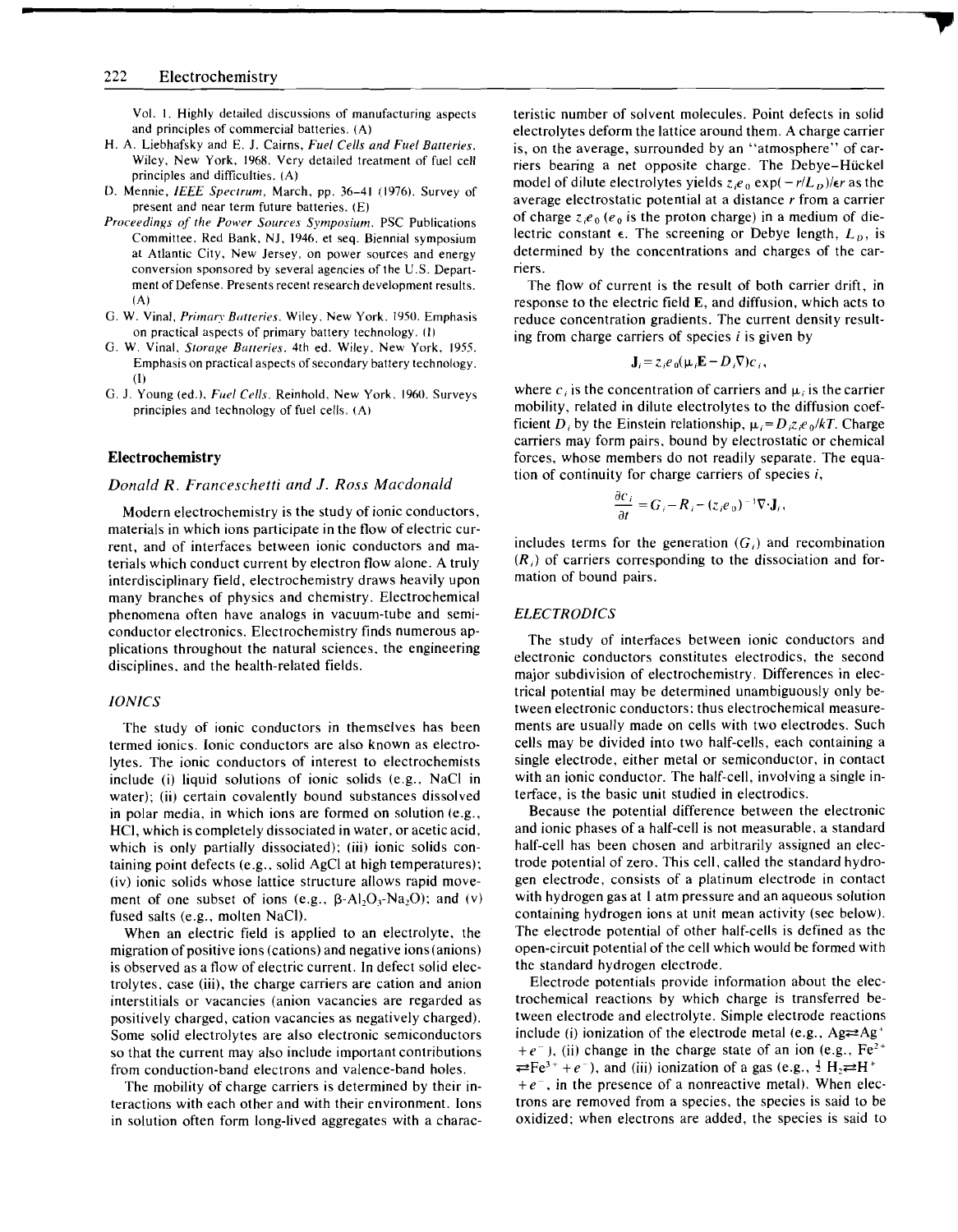Vol. 1. Highly detailed discussions of manufacturing aspects and principles of commercial batteries. (A)

H. A. Liebhafsky and E. J. Cairns, *Fuel Cells and Fuel Batteries*. Wiley, New York, 1968. Very detailed treatment of fuel cell principles and difficulties. (A)

D. Mennie, *IEEE Spectrum*, March, pp. 36–41 (1976). Survey of present and near term future batteries. (E)

*Proceedings of the Power Sources Symposium*. PSC Publications Committee, Red Bank, NJ, 1946, et seq. Biennial symposium at Atlantic City, New Jersey, on power sources and energy conversion sponsored by several agencies of the U.S. Department of Defense. Presents recent research development results. (A)

G. W. Vinal, *Primary Batteries*. Wiley, New York, 1950. Emphasis on practical aspects of primary battery technology. (I)

G. W. Vinal, *Storage Batteries*. 4th ed. Wiley, New York, 1955. Emphasis on practical aspects of secondary battery technology. (I)

G. J. Young (ed.), *Fuel Cells*. Reinhold, New York, 1960. Surveys principles and technology of fuel cells. (A)

## Electrochemistry

*Donald R. Franceschetti and J. Ross Macdonald*

Modern electrochemistry is the study of ionic conductors, materials in which ions participate in the flow of electric current, and of interfaces between ionic conductors and materials which conduct current by electron flow alone. A truly interdisciplinary field, electrochemistry draws heavily upon many branches of physics and chemistry. Electrochemical phenomena often have analogs in vacuum-tube and semiconductor electronics. Electrochemistry finds numerous applications throughout the natural sciences, the engineering disciplines, and the health-related fields.

### *IONICS*

The study of ionic conductors in themselves has been termed ionics. Ionic conductors are also known as electrolytes. The ionic conductors of interest to electrochemists include (i) liquid solutions of ionic solids (e.g., NaCl in water); (ii) certain covalently bound substances dissolved in polar media, in which ions are formed on solution (e.g., HCl, which is completely dissociated in water, or acetic acid, which is only partially dissociated); (iii) ionic solids containing point defects (e.g., solid AgCl at high temperatures); (iv) ionic solids whose lattice structure allows rapid movement of one subset of ions (e.g., $\beta$-$Al_2O_3$-$Na_2O$); and (v) fused salts (e.g., molten NaCl).

When an electric field is applied to an electrolyte, the migration of positive ions (cations) and negative ions (anions) is observed as a flow of electric current. In defect solid electrolytes, case (iii), the charge carriers are cation and anion interstitials or vacancies (anion vacancies are regarded as positively charged, cation vacancies as negatively charged). Some solid electrolytes are also electronic semiconductors so that the current may also include important contributions from conduction-band electrons and valence-band holes.

The mobility of charge carriers is determined by their interactions with each other and with their environment. Ions in solution often form long-lived aggregates with a characteristic number of solvent molecules. Point defects in solid electrolytes deform the lattice around them. A charge carrier is, on the average, surrounded by an "atmosphere" of carriers bearing a net opposite charge. The Debye–Hückel model of dilute electrolytes yields $z_ie_0 \exp(-r/L_D)/\epsilon r$ as the average electrostatic potential at a distance $r$ from a carrier of charge $z_ie_0$ ($e_0$ is the proton charge) in a medium of dielectric constant $\epsilon$. The screening or Debye length, $L_D$, is determined by the concentrations and charges of the carriers.

The flow of current is the result of both carrier drift, in response to the electric field $\mathbf{E}$, and diffusion, which acts to reduce concentration gradients. The current density resulting from charge carriers of species $i$ is given by

$$\mathbf{J}_i = z_ie_0(\mu_i\mathbf{E} - D_i\nabla)c_i,$$

where $c_i$ is the concentration of carriers and $\mu_i$ is the carrier mobility, related in dilute electrolytes to the diffusion coefficient $D_i$ by the Einstein relationship, $\mu_i = D_iz_ie_0/kT$. Charge carriers may form pairs, bound by electrostatic or chemical forces, whose members do not readily separate. The equation of continuity for charge carriers of species $i$,

$$\frac{\partial c_i}{\partial t} = G_i - R_i - (z_ie_0)^{-1}\nabla\cdot\mathbf{J}_i,$$

includes terms for the generation ($G_i$) and recombination ($R_i$) of carriers corresponding to the dissociation and formation of bound pairs.

### *ELECTRODICS*

The study of interfaces between ionic conductors and electronic conductors constitutes electrodics, the second major subdivision of electrochemistry. Differences in electrical potential may be determined unambiguously only between electronic conductors; thus electrochemical measurements are usually made on cells with two electrodes. Such cells may be divided into two half-cells, each containing a single electrode, either metal or semiconductor, in contact with an ionic conductor. The half-cell, involving a single interface, is the basic unit studied in electrodics.

Because the potential difference between the electronic and ionic phases of a half-cell is not measurable, a standard half-cell has been chosen and arbitrarily assigned an electrode potential of zero. This cell, called the standard hydrogen electrode, consists of a platinum electrode in contact with hydrogen gas at 1 atm pressure and an aqueous solution containing hydrogen ions at unit mean activity (see below). The electrode potential of other half-cells is defined as the open-circuit potential of the cell which would be formed with the standard hydrogen electrode.

Electrode potentials provide information about the electrochemical reactions by which charge is transferred between electrode and electrolyte. Simple electrode reactions include (i) ionization of the electrode metal (e.g., $Ag \rightleftharpoons Ag^+ + e^-$), (ii) change in the charge state of an ion (e.g., $Fe^{2+} \rightleftharpoons Fe^{3+} + e^-$), and (iii) ionization of a gas (e.g., $\frac{1}{2}H_2 \rightleftharpoons H^+ + e^-$, in the presence of a nonreactive metal). When electrons are removed from a species, the species is said to be oxidized; when electrons are added, the species is said to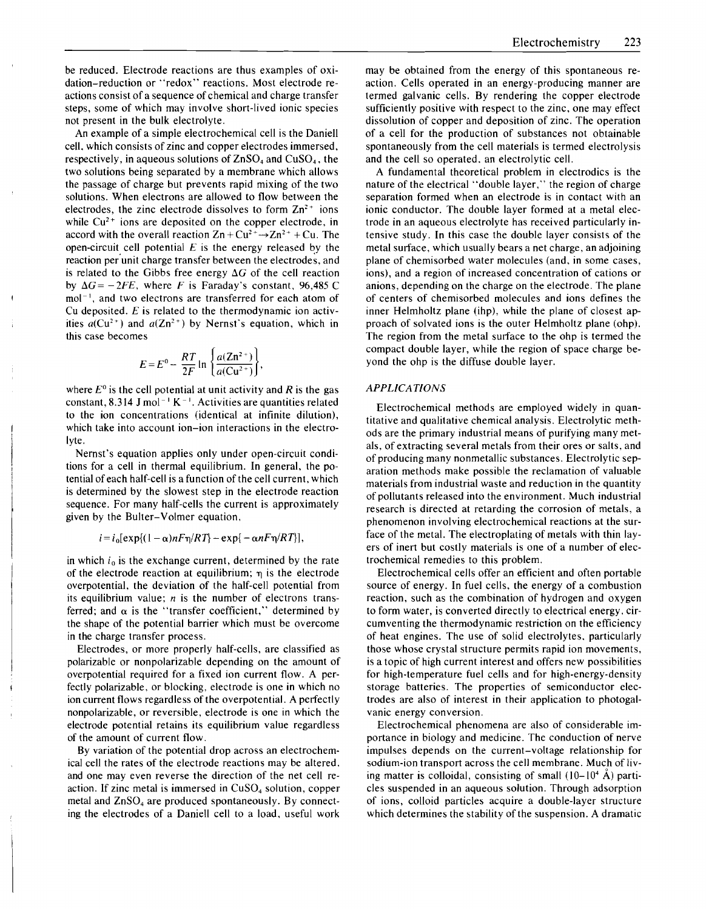be reduced. Electrode reactions are thus examples of oxidation–reduction or "redox" reactions. Most electrode reactions consist of a sequence of chemical and charge transfer steps, some of which may involve short-lived ionic species not present in the bulk electrolyte.

An example of a simple electrochemical cell is the Daniell cell, which consists of zinc and copper electrodes immersed, respectively, in aqueous solutions of $ZnSO_4$ and $CuSO_4$, the two solutions being separated by a membrane which allows the passage of charge but prevents rapid mixing of the two solutions. When electrons are allowed to flow between the electrodes, the zinc electrode dissolves to form $Zn^{2+}$ ions while $Cu^{2+}$ ions are deposited on the copper electrode, in accord with the overall reaction $Zn + Cu^{2+} \rightarrow Zn^{2+} + Cu$. The open-circuit cell potential $E$ is the energy released by the reaction per unit charge transfer between the electrodes, and is related to the Gibbs free energy $\Delta G$ of the cell reaction by $\Delta G = -2FE$, where $F$ is Faraday's constant, 96,485 C mol$^{-1}$, and two electrons are transferred for each atom of Cu deposited. $E$ is related to the thermodynamic ion activities $a(Cu^{2+})$ and $a(Zn^{2+})$ by Nernst's equation, which in this case becomes

$$E = E^0 - \frac{RT}{2F} \ln \left\{ \frac{a(Zn^{2+})}{a(Cu^{2+})} \right\},$$

where $E^0$ is the cell potential at unit activity and $R$ is the gas constant, 8.314 J mol$^{-1}$ K$^{-1}$. Activities are quantities related to the ion concentrations (identical at infinite dilution), which take into account ion–ion interactions in the electrolyte.

Nernst's equation applies only under open-circuit conditions for a cell in thermal equilibrium. In general, the potential of each half-cell is a function of the cell current, which is determined by the slowest step in the electrode reaction sequence. For many half-cells the current is approximately given by the Bulter–Volmer equation,

$$i = i_0[\exp\{(1-\alpha)nF\eta/RT\} - \exp\{-\alpha nF\eta/RT\}],$$

in which $i_0$ is the exchange current, determined by the rate of the electrode reaction at equilibrium; $\eta$ is the electrode overpotential, the deviation of the half-cell potential from its equilibrium value; $n$ is the number of electrons transferred; and $\alpha$ is the "transfer coefficient," determined by the shape of the potential barrier which must be overcome in the charge transfer process.

Electrodes, or more properly half-cells, are classified as polarizable or nonpolarizable depending on the amount of overpotential required for a fixed ion current flow. A perfectly polarizable, or blocking, electrode is one in which no ion current flows regardless of the overpotential. A perfectly nonpolarizable, or reversible, electrode is one in which the electrode potential retains its equilibrium value regardless of the amount of current flow.

By variation of the potential drop across an electrochemical cell the rates of the electrode reactions may be altered, and one may even reverse the direction of the net cell reaction. If zinc metal is immersed in $CuSO_4$ solution, copper metal and $ZnSO_4$ are produced spontaneously. By connecting the electrodes of a Daniell cell to a load, useful work may be obtained from the energy of this spontaneous reaction. Cells operated in an energy-producing manner are termed galvanic cells. By rendering the copper electrode sufficiently positive with respect to the zinc, one may effect dissolution of copper and deposition of zinc. The operation of a cell for the production of substances not obtainable spontaneously from the cell materials is termed electrolysis and the cell so operated, an electrolytic cell.

A fundamental theoretical problem in electrodics is the nature of the electrical "double layer," the region of charge separation formed when an electrode is in contact with an ionic conductor. The double layer formed at a metal electrode in an aqueous electrolyte has received particularly intensive study. In this case the double layer consists of the metal surface, which usually bears a net charge, an adjoining plane of chemisorbed water molecules (and, in some cases, ions), and a region of increased concentration of cations or anions, depending on the charge on the electrode. The plane of centers of chemisorbed molecules and ions defines the inner Helmholtz plane (ihp), while the plane of closest approach of solvated ions is the outer Helmholtz plane (ohp). The region from the metal surface to the ohp is termed the compact double layer, while the region of space charge beyond the ohp is the diffuse double layer.

### *APPLICATIONS*

Electrochemical methods are employed widely in quantitative and qualitative chemical analysis. Electrolytic methods are the primary industrial means of purifying many metals, of extracting several metals from their ores or salts, and of producing many nonmetallic substances. Electrolytic separation methods make possible the reclamation of valuable materials from industrial waste and reduction in the quantity of pollutants released into the environment. Much industrial research is directed at retarding the corrosion of metals, a phenomenon involving electrochemical reactions at the surface of the metal. The electroplating of metals with thin layers of inert but costly materials is one of a number of electrochemical remedies to this problem.

Electrochemical cells offer an efficient and often portable source of energy. In fuel cells, the energy of a combustion reaction, such as the combination of hydrogen and oxygen to form water, is converted directly to electrical energy, circumventing the thermodynamic restriction on the efficiency of heat engines. The use of solid electrolytes, particularly those whose crystal structure permits rapid ion movements, is a topic of high current interest and offers new possibilities for high-temperature fuel cells and for high-energy-density storage batteries. The properties of semiconductor electrodes are also of interest in their application to photogalvanic energy conversion.

Electrochemical phenomena are also of considerable importance in biology and medicine. The conduction of nerve impulses depends on the current–voltage relationship for sodium-ion transport across the cell membrane. Much of living matter is colloidal, consisting of small (10–$10^4$ Å) particles suspended in an aqueous solution. Through adsorption of ions, colloid particles acquire a double-layer structure which determines the stability of the suspension. A dramatic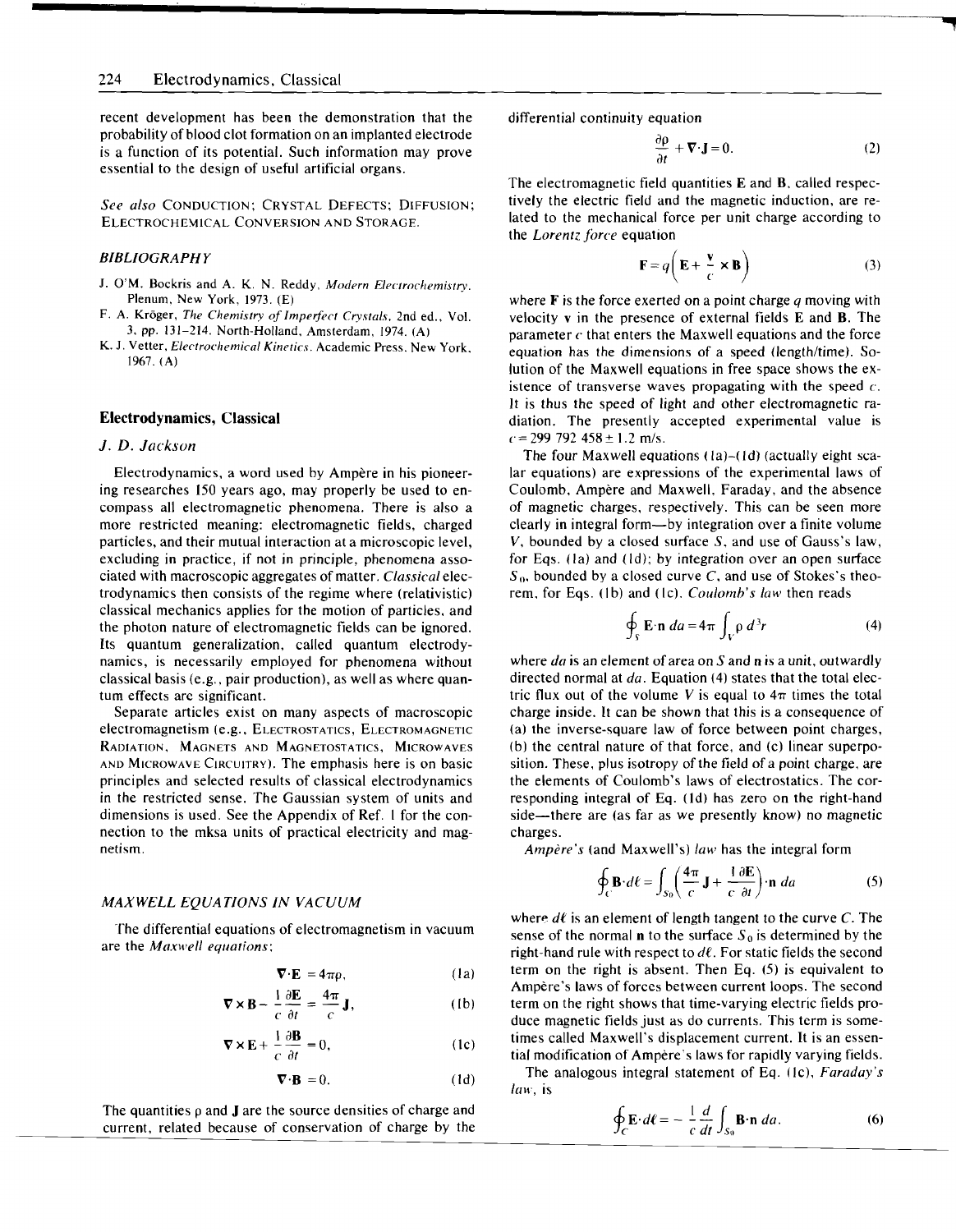recent development has been the demonstration that the probability of blood clot formation on an implanted electrode is a function of its potential. Such information may prove essential to the design of useful artificial organs.

*See also* CONDUCTION; CRYSTAL DEFECTS; DIFFUSION; ELECTROCHEMICAL CONVERSION AND STORAGE.

### *BIBLIOGRAPHY*

J. O'M. Bockris and A. K. N. Reddy, *Modern Electrochemistry*. Plenum, New York, 1973. (E)

F. A. Kröger, *The Chemistry of Imperfect Crystals*, 2nd ed., Vol. 3, pp. 131–214. North-Holland, Amsterdam, 1974. (A)

K. J. Vetter, *Electrochemical Kinetics*. Academic Press, New York, 1967. (A)

## Electrodynamics, Classical

### *J. D. Jackson*

Electrodynamics, a word used by Ampère in his pioneering researches 150 years ago, may properly be used to encompass all electromagnetic phenomena. There is also a more restricted meaning: electromagnetic fields, charged particles, and their mutual interaction at a microscopic level, excluding in practice, if not in principle, phenomena associated with macroscopic aggregates of matter. *Classical* electrodynamics then consists of the regime where (relativistic) classical mechanics applies for the motion of particles, and the photon nature of electromagnetic fields can be ignored. Its quantum generalization, called quantum electrodynamics, is necessarily employed for phenomena without classical basis (e.g., pair production), as well as where quantum effects are significant.

Separate articles exist on many aspects of macroscopic electromagnetism (e.g., ELECTROSTATICS, ELECTROMAGNETIC RADIATION, MAGNETS AND MAGNETOSTATICS, MICROWAVES AND MICROWAVE CIRCUITRY). The emphasis here is on basic principles and selected results of classical electrodynamics in the restricted sense. The Gaussian system of units and dimensions is used. See the Appendix of Ref. 1 for the connection to the mksa units of practical electricity and magnetism.

### *MAXWELL EQUATIONS IN VACUUM*

The differential equations of electromagnetism in vacuum are the *Maxwell equations*:

$$\nabla \cdot \mathbf{E} = 4\pi\rho, \tag{1a}$$

$$\nabla \times \mathbf{B} - \frac{1}{c}\frac{\partial \mathbf{E}}{\partial t} = \frac{4\pi}{c}\mathbf{J}, \tag{1b}$$

$$\nabla \times \mathbf{E} + \frac{1}{c}\frac{\partial \mathbf{B}}{\partial t} = 0, \tag{1c}$$

$$\nabla \cdot \mathbf{B} = 0. \tag{1d}$$

The quantities $\rho$ and $\mathbf{J}$ are the source densities of charge and current, related because of conservation of charge by the differential continuity equation

$$\frac{\partial \rho}{\partial t} + \nabla \cdot \mathbf{J} = 0. \tag{2}$$

The electromagnetic field quantities $\mathbf{E}$ and $\mathbf{B}$, called respectively the electric field and the magnetic induction, are related to the mechanical force per unit charge according to the *Lorentz force* equation

$$\mathbf{F} = q\left(\mathbf{E} + \frac{\mathbf{v}}{c} \times \mathbf{B}\right) \tag{3}$$

where $\mathbf{F}$ is the force exerted on a point charge $q$ moving with velocity $\mathbf{v}$ in the presence of external fields $\mathbf{E}$ and $\mathbf{B}$. The parameter $c$ that enters the Maxwell equations and the force equation has the dimensions of a speed (length/time). Solution of the Maxwell equations in free space shows the existence of transverse waves propagating with the speed $c$. It is thus the speed of light and other electromagnetic radiation. The presently accepted experimental value is $c = 299\,792\,458 \pm 1.2$ m/s.

The four Maxwell equations (1a)–(1d) (actually eight scalar equations) are expressions of the experimental laws of Coulomb, Ampère and Maxwell, Faraday, and the absence of magnetic charges, respectively. This can be seen more clearly in integral form—by integration over a finite volume $V$, bounded by a closed surface $S$, and use of Gauss's law, for Eqs. (1a) and (1d); by integration over an open surface $S_0$, bounded by a closed curve $C$, and use of Stokes's theorem, for Eqs. (1b) and (1c). *Coulomb's law* then reads

$$\oint_S \mathbf{E} \cdot \mathbf{n}\, da = 4\pi \int_V \rho\, d^3r \tag{4}$$

where $da$ is an element of area on $S$ and $\mathbf{n}$ is a unit, outwardly directed normal at $da$. Equation (4) states that the total electric flux out of the volume $V$ is equal to $4\pi$ times the total charge inside. It can be shown that this is a consequence of (a) the inverse-square law of force between point charges, (b) the central nature of that force, and (c) linear superposition. These, plus isotropy of the field of a point charge, are the elements of Coulomb's laws of electrostatics. The corresponding integral of Eq. (1d) has zero on the right-hand side—there are (as far as we presently know) no magnetic charges.

*Ampère's* (and Maxwell's) *law* has the integral form

$$\oint_C \mathbf{B} \cdot d\boldsymbol{\ell} = \int_{S_0} \left(\frac{4\pi}{c}\mathbf{J} + \frac{1}{c}\frac{\partial \mathbf{E}}{\partial t}\right) \cdot \mathbf{n}\, da \tag{5}$$

where $d\boldsymbol{\ell}$ is an element of length tangent to the curve $C$. The sense of the normal $\mathbf{n}$ to the surface $S_0$ is determined by the right-hand rule with respect to $d\boldsymbol{\ell}$. For static fields the second term on the right is absent. Then Eq. (5) is equivalent to Ampère's laws of forces between current loops. The second term on the right shows that time-varying electric fields produce magnetic fields just as do currents. This term is sometimes called Maxwell's displacement current. It is an essential modification of Ampère's laws for rapidly varying fields.

The analogous integral statement of Eq. (1c), *Faraday's law*, is

$$\oint_C \mathbf{E} \cdot d\boldsymbol{\ell} = -\frac{1}{c}\frac{d}{dt}\int_{S_0} \mathbf{B} \cdot \mathbf{n}\, da. \tag{6}$$